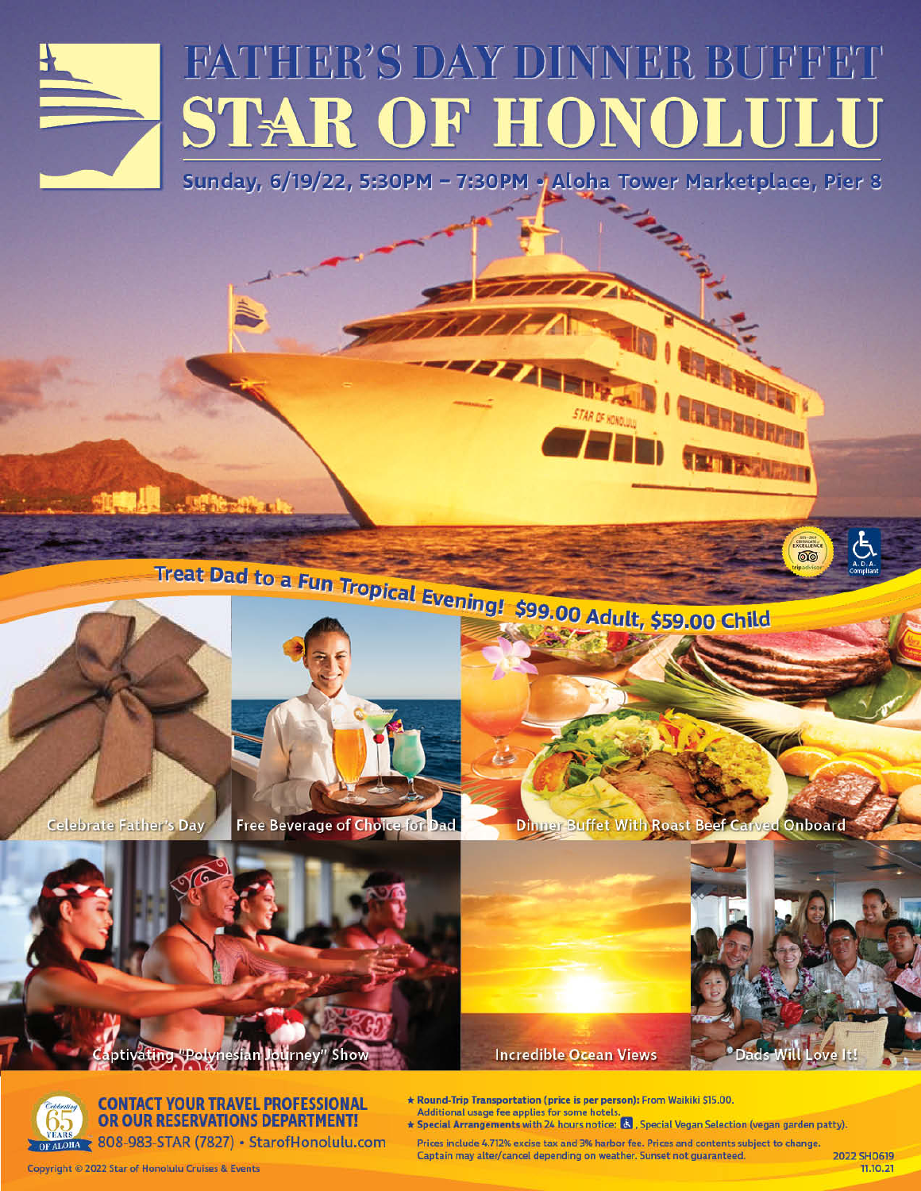# FATHER'S DAY DINNER BUFFET
# STAR OF HONOLULU

**Sunday, 6/19/22, 5:30PM – 7:30PM • Aloha Tower Marketplace, Pier 8**

**Treat Dad to a Fun Tropical Evening! $99.00 Adult, $59.00 Child**

Celebrate Father's Day

Free Beverage of Choice for Dad

Dinner Buffet With Roast Beef Carved Onboard

Captivating "Polynesian Journey" Show

Incredible Ocean Views

Dads Will Love It!

**CONTACT YOUR TRAVEL PROFESSIONAL OR OUR RESERVATIONS DEPARTMENT!**

808-983-STAR (7827) • StarofHonolulu.com

★ **Round-Trip Transportation (price is per person):** From Waikiki $15.00. Additional usage fee applies for some hotels.

★ **Special Arrangements** with 24 hours notice: ♿, Special Vegan Selection (vegan garden patty).

Prices include 4.712% excise tax and 3% harbor fee. Prices and contents subject to change. Captain may alter/cancel depending on weather. Sunset not guaranteed.

2022 SH0619
11.10.21

Copyright © 2022 Star of Honolulu Cruises & Events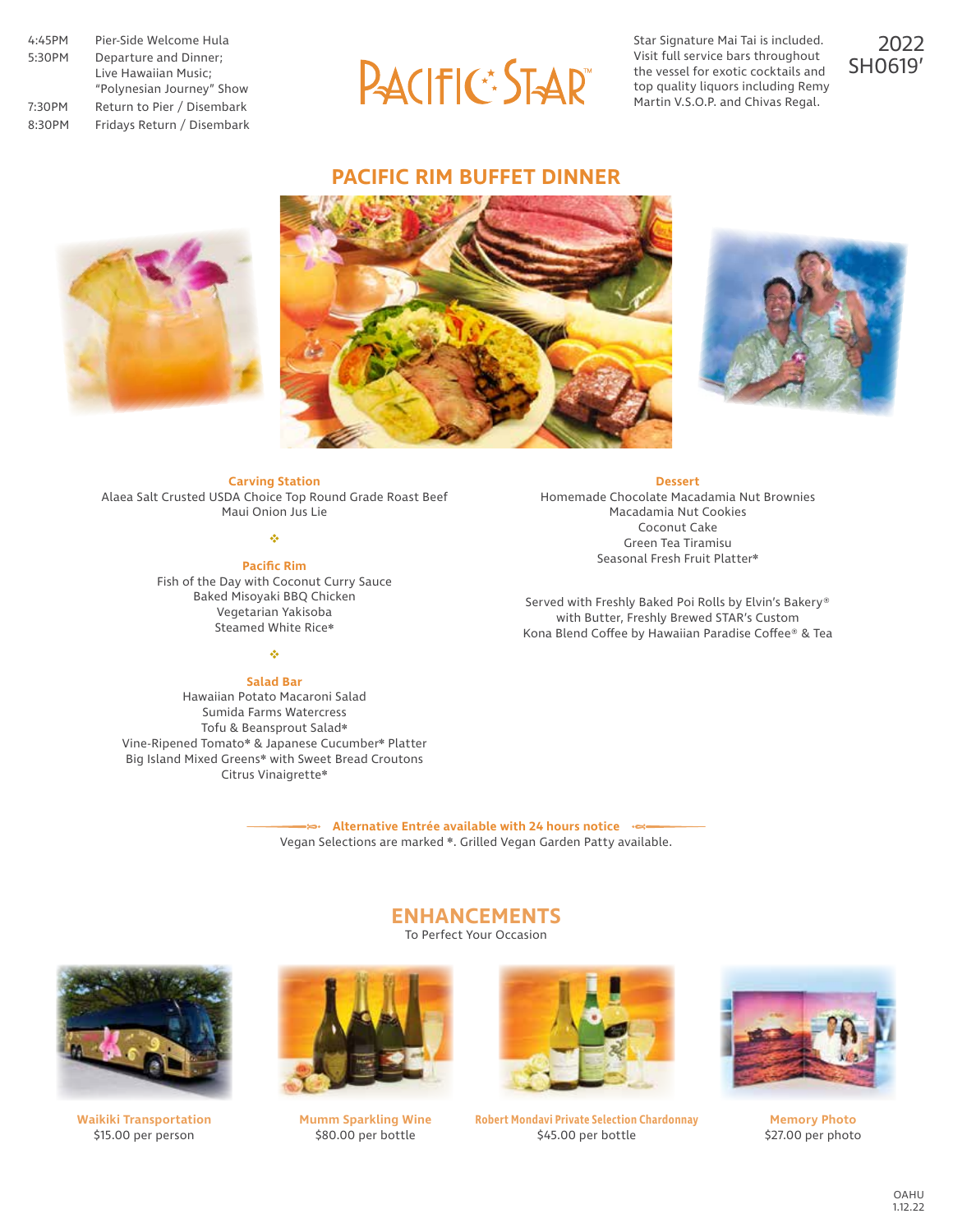| | |
|---|---|
| 4:45PM | Pier-Side Welcome Hula |
| 5:30PM | Departure and Dinner; Live Hawaiian Music; "Polynesian Journey" Show |
| 7:30PM | Return to Pier / Disembark |
| 8:30PM | Fridays Return / Disembark |

PACIFIC STAR™

Star Signature Mai Tai is included. Visit full service bars throughout the vessel for exotic cocktails and top quality liquors including Remy Martin V.S.O.P. and Chivas Regal.

2022
SH0619′

## PACIFIC RIM BUFFET DINNER

### Carving Station

Alaea Salt Crusted USDA Choice Top Round Grade Roast Beef
Maui Onion Jus Lie

### Pacific Rim

Fish of the Day with Coconut Curry Sauce
Baked Misoyaki BBQ Chicken
Vegetarian Yakisoba
Steamed White Rice*

### Salad Bar

Hawaiian Potato Macaroni Salad
Sumida Farms Watercress
Tofu & Beansprout Salad*
Vine-Ripened Tomato* & Japanese Cucumber* Platter
Big Island Mixed Greens* with Sweet Bread Croutons
Citrus Vinaigrette*

### Dessert

Homemade Chocolate Macadamia Nut Brownies
Macadamia Nut Cookies
Coconut Cake
Green Tea Tiramisu
Seasonal Fresh Fruit Platter*

Served with Freshly Baked Poi Rolls by Elvin's Bakery® with Butter, Freshly Brewed STAR's Custom Kona Blend Coffee by Hawaiian Paradise Coffee® & Tea

**Alternative Entrée available with 24 hours notice**

Vegan Selections are marked *. Grilled Vegan Garden Patty available.

## ENHANCEMENTS

To Perfect Your Occasion

**Waikiki Transportation**
$15.00 per person

**Mumm Sparkling Wine**
$80.00 per bottle

**Robert Mondavi Private Selection Chardonnay**
$45.00 per bottle

**Memory Photo**
$27.00 per photo

OAHU
1.12.22